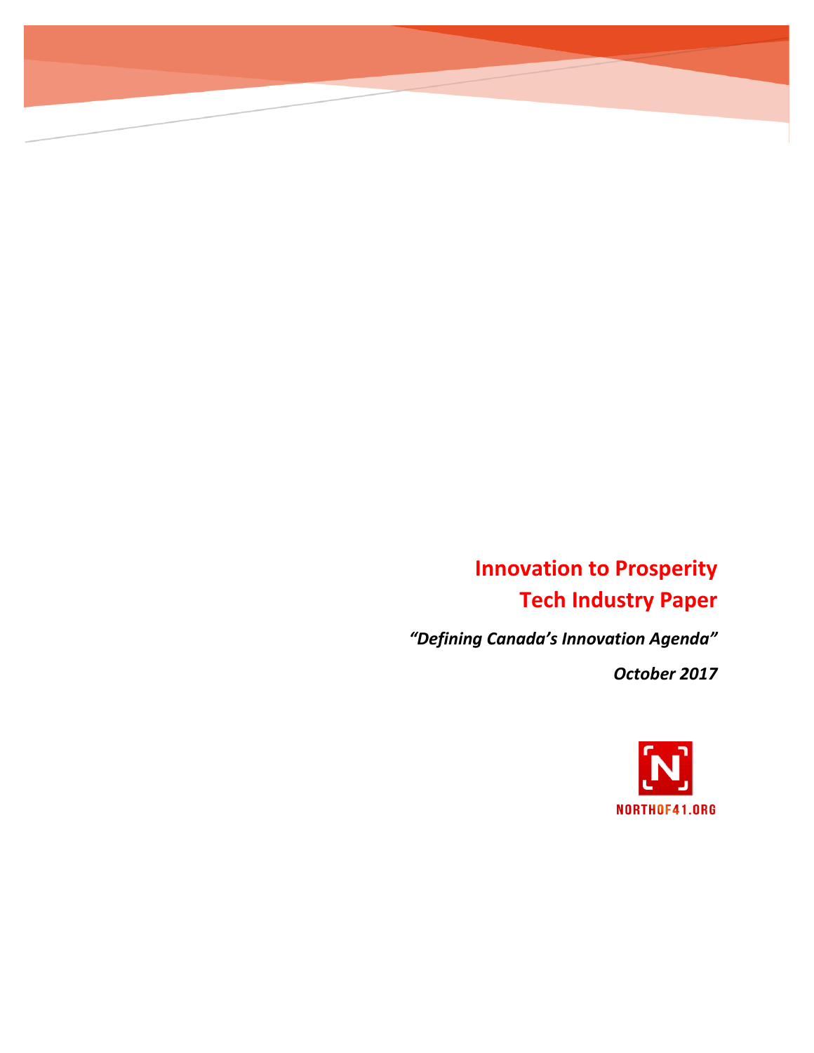# Innovation to Prosperity
# Tech Industry Paper

***"Defining Canada's Innovation Agenda"***

***October 2017***

NORTHOF41.ORG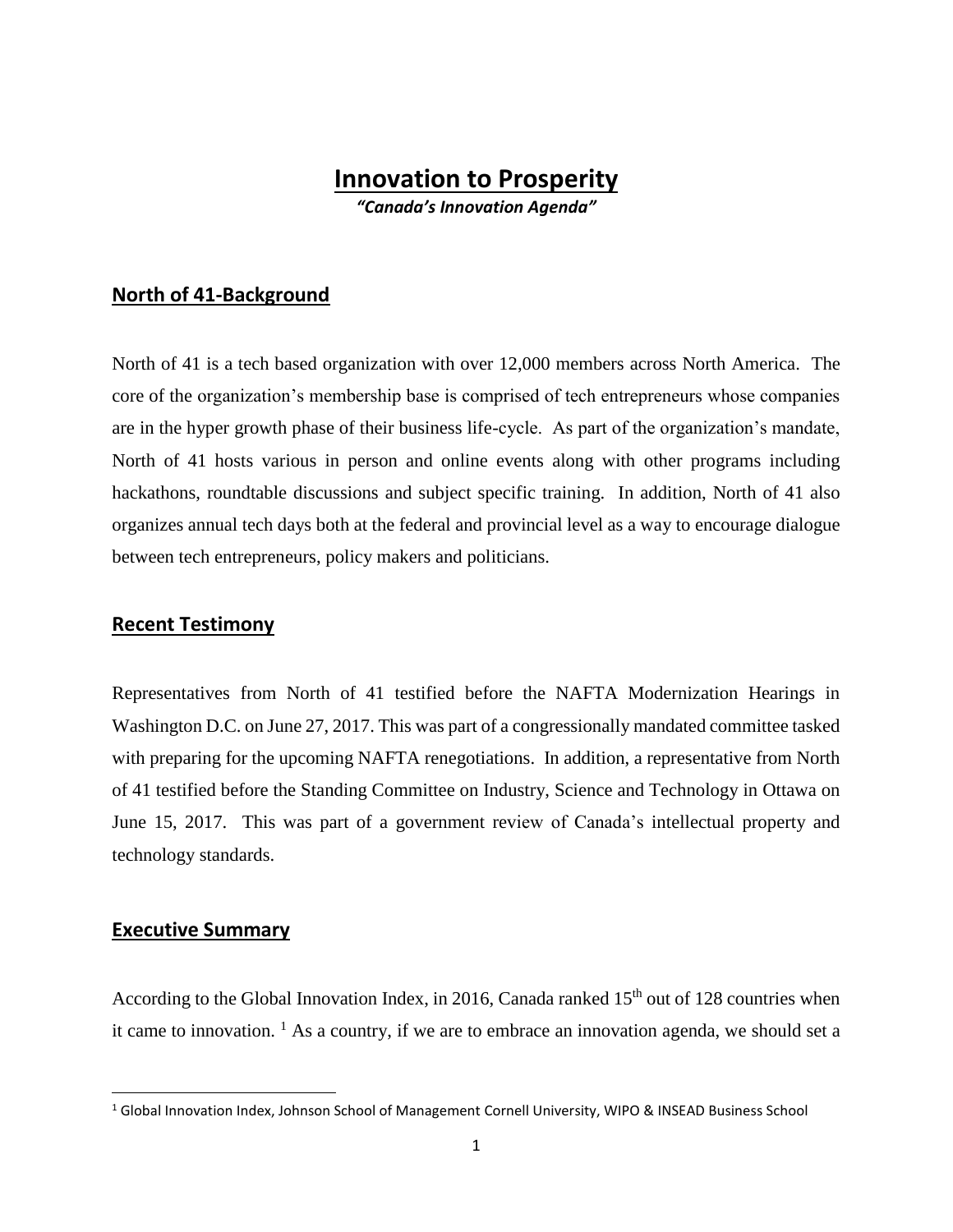# Innovation to Prosperity

***"Canada's Innovation Agenda"***

## North of 41-Background

North of 41 is a tech based organization with over 12,000 members across North America. The core of the organization's membership base is comprised of tech entrepreneurs whose companies are in the hyper growth phase of their business life-cycle. As part of the organization's mandate, North of 41 hosts various in person and online events along with other programs including hackathons, roundtable discussions and subject specific training. In addition, North of 41 also organizes annual tech days both at the federal and provincial level as a way to encourage dialogue between tech entrepreneurs, policy makers and politicians.

## Recent Testimony

Representatives from North of 41 testified before the NAFTA Modernization Hearings in Washington D.C. on June 27, 2017. This was part of a congressionally mandated committee tasked with preparing for the upcoming NAFTA renegotiations. In addition, a representative from North of 41 testified before the Standing Committee on Industry, Science and Technology in Ottawa on June 15, 2017. This was part of a government review of Canada's intellectual property and technology standards.

## Executive Summary

According to the Global Innovation Index, in 2016, Canada ranked 15th out of 128 countries when it came to innovation. [1] As a country, if we are to embrace an innovation agenda, we should set a

[1] Global Innovation Index, Johnson School of Management Cornell University, WIPO & INSEAD Business School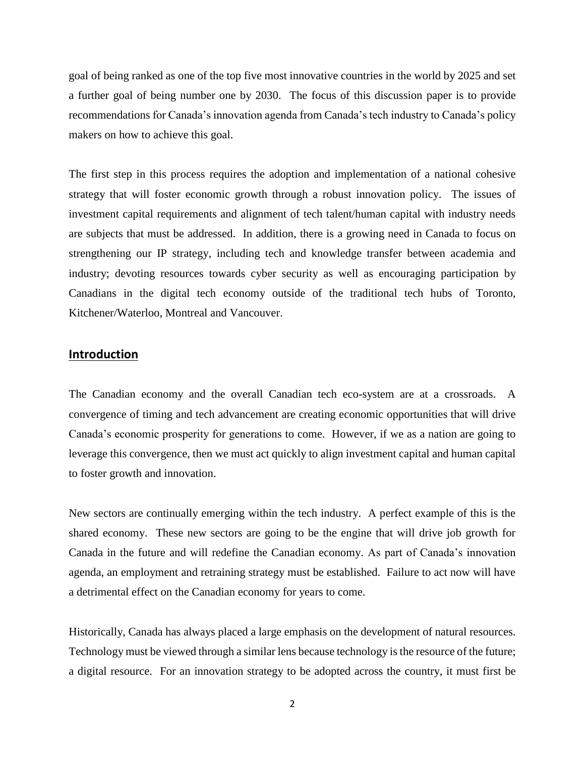goal of being ranked as one of the top five most innovative countries in the world by 2025 and set a further goal of being number one by 2030. The focus of this discussion paper is to provide recommendations for Canada's innovation agenda from Canada's tech industry to Canada's policy makers on how to achieve this goal.

The first step in this process requires the adoption and implementation of a national cohesive strategy that will foster economic growth through a robust innovation policy. The issues of investment capital requirements and alignment of tech talent/human capital with industry needs are subjects that must be addressed. In addition, there is a growing need in Canada to focus on strengthening our IP strategy, including tech and knowledge transfer between academia and industry; devoting resources towards cyber security as well as encouraging participation by Canadians in the digital tech economy outside of the traditional tech hubs of Toronto, Kitchener/Waterloo, Montreal and Vancouver.

## Introduction

The Canadian economy and the overall Canadian tech eco-system are at a crossroads. A convergence of timing and tech advancement are creating economic opportunities that will drive Canada's economic prosperity for generations to come. However, if we as a nation are going to leverage this convergence, then we must act quickly to align investment capital and human capital to foster growth and innovation.

New sectors are continually emerging within the tech industry. A perfect example of this is the shared economy. These new sectors are going to be the engine that will drive job growth for Canada in the future and will redefine the Canadian economy. As part of Canada's innovation agenda, an employment and retraining strategy must be established. Failure to act now will have a detrimental effect on the Canadian economy for years to come.

Historically, Canada has always placed a large emphasis on the development of natural resources. Technology must be viewed through a similar lens because technology is the resource of the future; a digital resource. For an innovation strategy to be adopted across the country, it must first be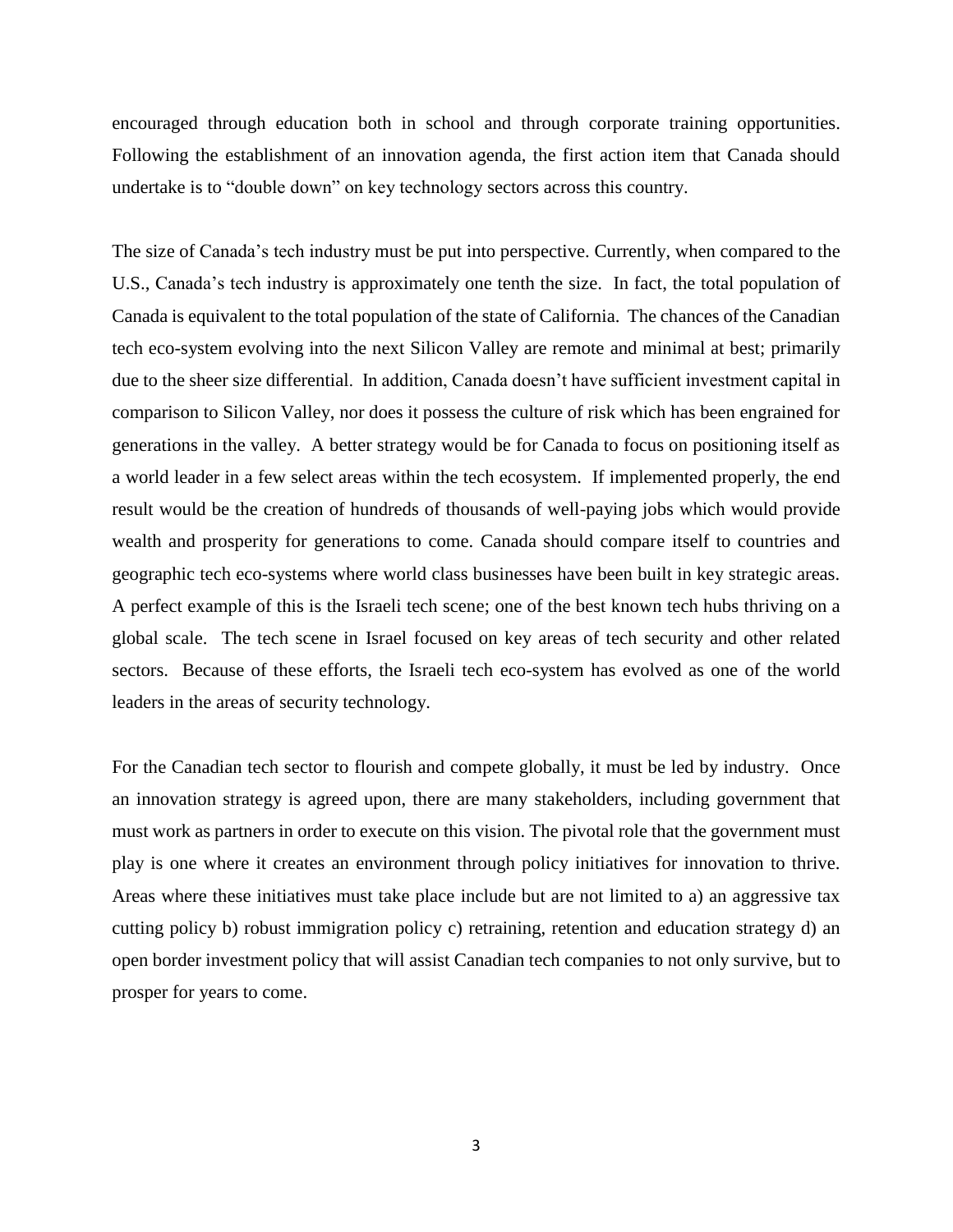encouraged through education both in school and through corporate training opportunities. Following the establishment of an innovation agenda, the first action item that Canada should undertake is to "double down" on key technology sectors across this country.

The size of Canada's tech industry must be put into perspective. Currently, when compared to the U.S., Canada's tech industry is approximately one tenth the size. In fact, the total population of Canada is equivalent to the total population of the state of California. The chances of the Canadian tech eco-system evolving into the next Silicon Valley are remote and minimal at best; primarily due to the sheer size differential. In addition, Canada doesn't have sufficient investment capital in comparison to Silicon Valley, nor does it possess the culture of risk which has been engrained for generations in the valley. A better strategy would be for Canada to focus on positioning itself as a world leader in a few select areas within the tech ecosystem. If implemented properly, the end result would be the creation of hundreds of thousands of well-paying jobs which would provide wealth and prosperity for generations to come. Canada should compare itself to countries and geographic tech eco-systems where world class businesses have been built in key strategic areas. A perfect example of this is the Israeli tech scene; one of the best known tech hubs thriving on a global scale. The tech scene in Israel focused on key areas of tech security and other related sectors. Because of these efforts, the Israeli tech eco-system has evolved as one of the world leaders in the areas of security technology.

For the Canadian tech sector to flourish and compete globally, it must be led by industry. Once an innovation strategy is agreed upon, there are many stakeholders, including government that must work as partners in order to execute on this vision. The pivotal role that the government must play is one where it creates an environment through policy initiatives for innovation to thrive. Areas where these initiatives must take place include but are not limited to a) an aggressive tax cutting policy b) robust immigration policy c) retraining, retention and education strategy d) an open border investment policy that will assist Canadian tech companies to not only survive, but to prosper for years to come.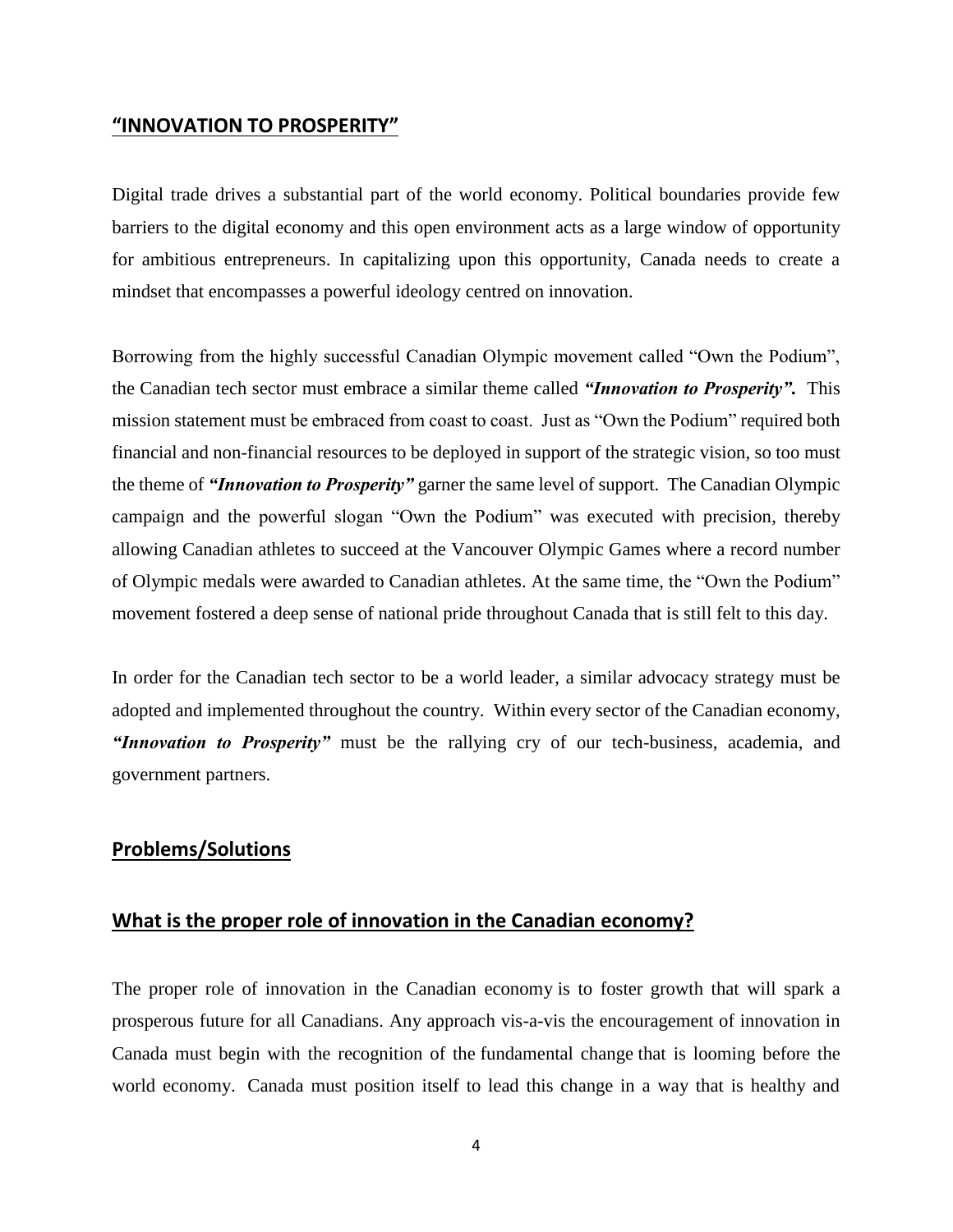## "INNOVATION TO PROSPERITY"

Digital trade drives a substantial part of the world economy. Political boundaries provide few barriers to the digital economy and this open environment acts as a large window of opportunity for ambitious entrepreneurs. In capitalizing upon this opportunity, Canada needs to create a mindset that encompasses a powerful ideology centred on innovation.

Borrowing from the highly successful Canadian Olympic movement called "Own the Podium", the Canadian tech sector must embrace a similar theme called ***"Innovation to Prosperity".*** This mission statement must be embraced from coast to coast. Just as "Own the Podium" required both financial and non-financial resources to be deployed in support of the strategic vision, so too must the theme of ***"Innovation to Prosperity"*** garner the same level of support. The Canadian Olympic campaign and the powerful slogan "Own the Podium" was executed with precision, thereby allowing Canadian athletes to succeed at the Vancouver Olympic Games where a record number of Olympic medals were awarded to Canadian athletes. At the same time, the "Own the Podium" movement fostered a deep sense of national pride throughout Canada that is still felt to this day.

In order for the Canadian tech sector to be a world leader, a similar advocacy strategy must be adopted and implemented throughout the country. Within every sector of the Canadian economy, ***"Innovation to Prosperity"*** must be the rallying cry of our tech-business, academia, and government partners.

## Problems/Solutions

## What is the proper role of innovation in the Canadian economy?

The proper role of innovation in the Canadian economy is to foster growth that will spark a prosperous future for all Canadians. Any approach vis-a-vis the encouragement of innovation in Canada must begin with the recognition of the fundamental change that is looming before the world economy. Canada must position itself to lead this change in a way that is healthy and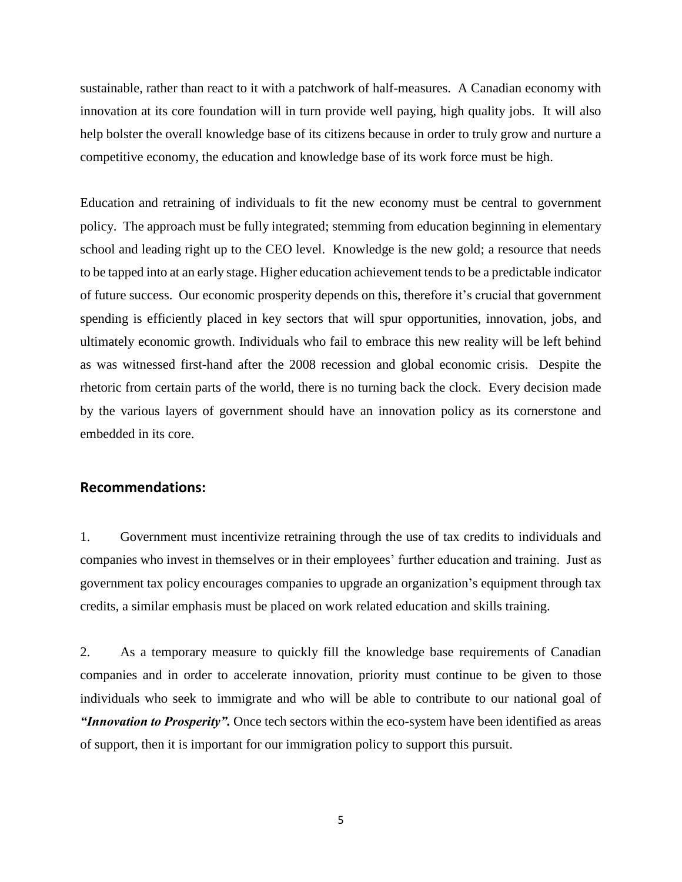sustainable, rather than react to it with a patchwork of half-measures. A Canadian economy with innovation at its core foundation will in turn provide well paying, high quality jobs. It will also help bolster the overall knowledge base of its citizens because in order to truly grow and nurture a competitive economy, the education and knowledge base of its work force must be high.

Education and retraining of individuals to fit the new economy must be central to government policy. The approach must be fully integrated; stemming from education beginning in elementary school and leading right up to the CEO level. Knowledge is the new gold; a resource that needs to be tapped into at an early stage. Higher education achievement tends to be a predictable indicator of future success. Our economic prosperity depends on this, therefore it's crucial that government spending is efficiently placed in key sectors that will spur opportunities, innovation, jobs, and ultimately economic growth. Individuals who fail to embrace this new reality will be left behind as was witnessed first-hand after the 2008 recession and global economic crisis. Despite the rhetoric from certain parts of the world, there is no turning back the clock. Every decision made by the various layers of government should have an innovation policy as its cornerstone and embedded in its core.

## Recommendations:

1. Government must incentivize retraining through the use of tax credits to individuals and companies who invest in themselves or in their employees' further education and training. Just as government tax policy encourages companies to upgrade an organization's equipment through tax credits, a similar emphasis must be placed on work related education and skills training.

2. As a temporary measure to quickly fill the knowledge base requirements of Canadian companies and in order to accelerate innovation, priority must continue to be given to those individuals who seek to immigrate and who will be able to contribute to our national goal of ***"Innovation to Prosperity".*** Once tech sectors within the eco-system have been identified as areas of support, then it is important for our immigration policy to support this pursuit.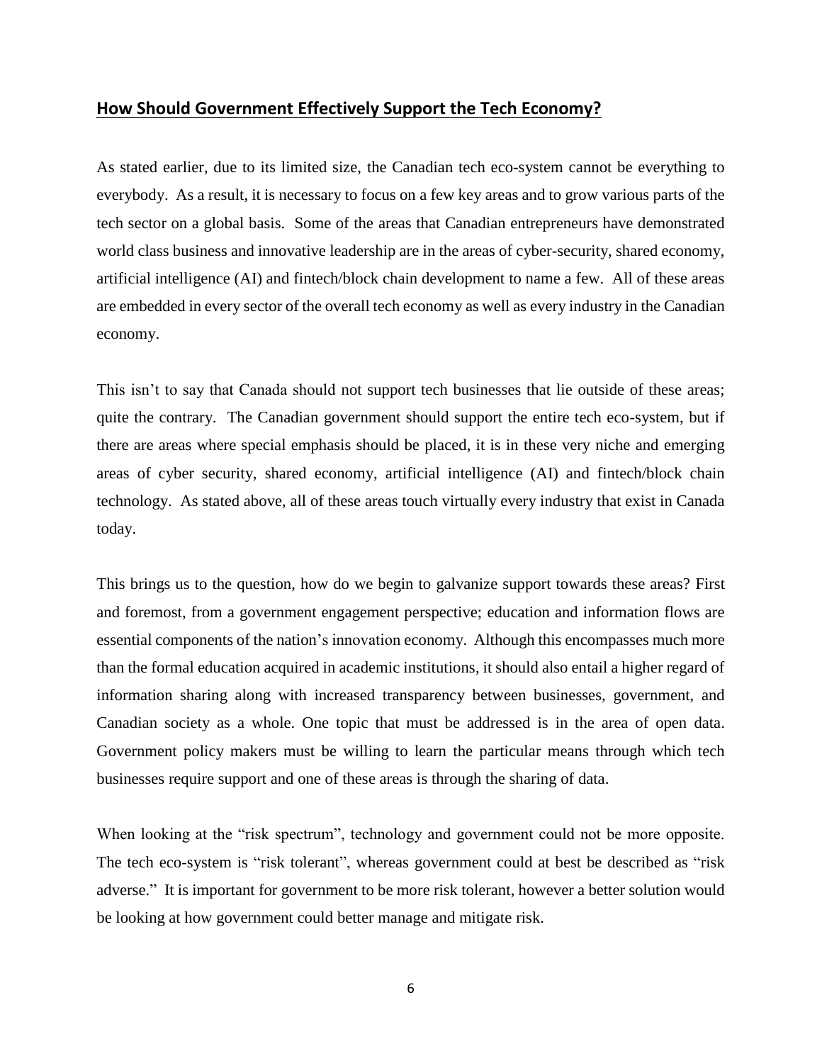## How Should Government Effectively Support the Tech Economy?

As stated earlier, due to its limited size, the Canadian tech eco-system cannot be everything to everybody. As a result, it is necessary to focus on a few key areas and to grow various parts of the tech sector on a global basis. Some of the areas that Canadian entrepreneurs have demonstrated world class business and innovative leadership are in the areas of cyber-security, shared economy, artificial intelligence (AI) and fintech/block chain development to name a few. All of these areas are embedded in every sector of the overall tech economy as well as every industry in the Canadian economy.

This isn't to say that Canada should not support tech businesses that lie outside of these areas; quite the contrary. The Canadian government should support the entire tech eco-system, but if there are areas where special emphasis should be placed, it is in these very niche and emerging areas of cyber security, shared economy, artificial intelligence (AI) and fintech/block chain technology. As stated above, all of these areas touch virtually every industry that exist in Canada today.

This brings us to the question, how do we begin to galvanize support towards these areas? First and foremost, from a government engagement perspective; education and information flows are essential components of the nation's innovation economy. Although this encompasses much more than the formal education acquired in academic institutions, it should also entail a higher regard of information sharing along with increased transparency between businesses, government, and Canadian society as a whole. One topic that must be addressed is in the area of open data. Government policy makers must be willing to learn the particular means through which tech businesses require support and one of these areas is through the sharing of data.

When looking at the "risk spectrum", technology and government could not be more opposite. The tech eco-system is "risk tolerant", whereas government could at best be described as "risk adverse." It is important for government to be more risk tolerant, however a better solution would be looking at how government could better manage and mitigate risk.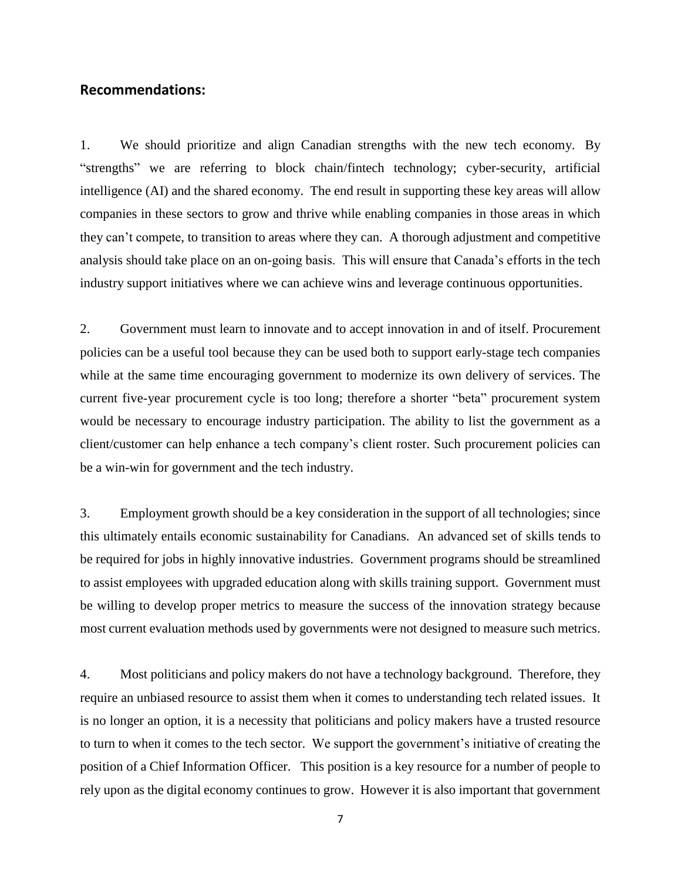## Recommendations:

1. We should prioritize and align Canadian strengths with the new tech economy. By "strengths" we are referring to block chain/fintech technology; cyber-security, artificial intelligence (AI) and the shared economy. The end result in supporting these key areas will allow companies in these sectors to grow and thrive while enabling companies in those areas in which they can't compete, to transition to areas where they can. A thorough adjustment and competitive analysis should take place on an on-going basis. This will ensure that Canada's efforts in the tech industry support initiatives where we can achieve wins and leverage continuous opportunities.

2. Government must learn to innovate and to accept innovation in and of itself. Procurement policies can be a useful tool because they can be used both to support early-stage tech companies while at the same time encouraging government to modernize its own delivery of services. The current five-year procurement cycle is too long; therefore a shorter "beta" procurement system would be necessary to encourage industry participation. The ability to list the government as a client/customer can help enhance a tech company's client roster. Such procurement policies can be a win-win for government and the tech industry.

3. Employment growth should be a key consideration in the support of all technologies; since this ultimately entails economic sustainability for Canadians. An advanced set of skills tends to be required for jobs in highly innovative industries. Government programs should be streamlined to assist employees with upgraded education along with skills training support. Government must be willing to develop proper metrics to measure the success of the innovation strategy because most current evaluation methods used by governments were not designed to measure such metrics.

4. Most politicians and policy makers do not have a technology background. Therefore, they require an unbiased resource to assist them when it comes to understanding tech related issues. It is no longer an option, it is a necessity that politicians and policy makers have a trusted resource to turn to when it comes to the tech sector. We support the government's initiative of creating the position of a Chief Information Officer. This position is a key resource for a number of people to rely upon as the digital economy continues to grow. However it is also important that government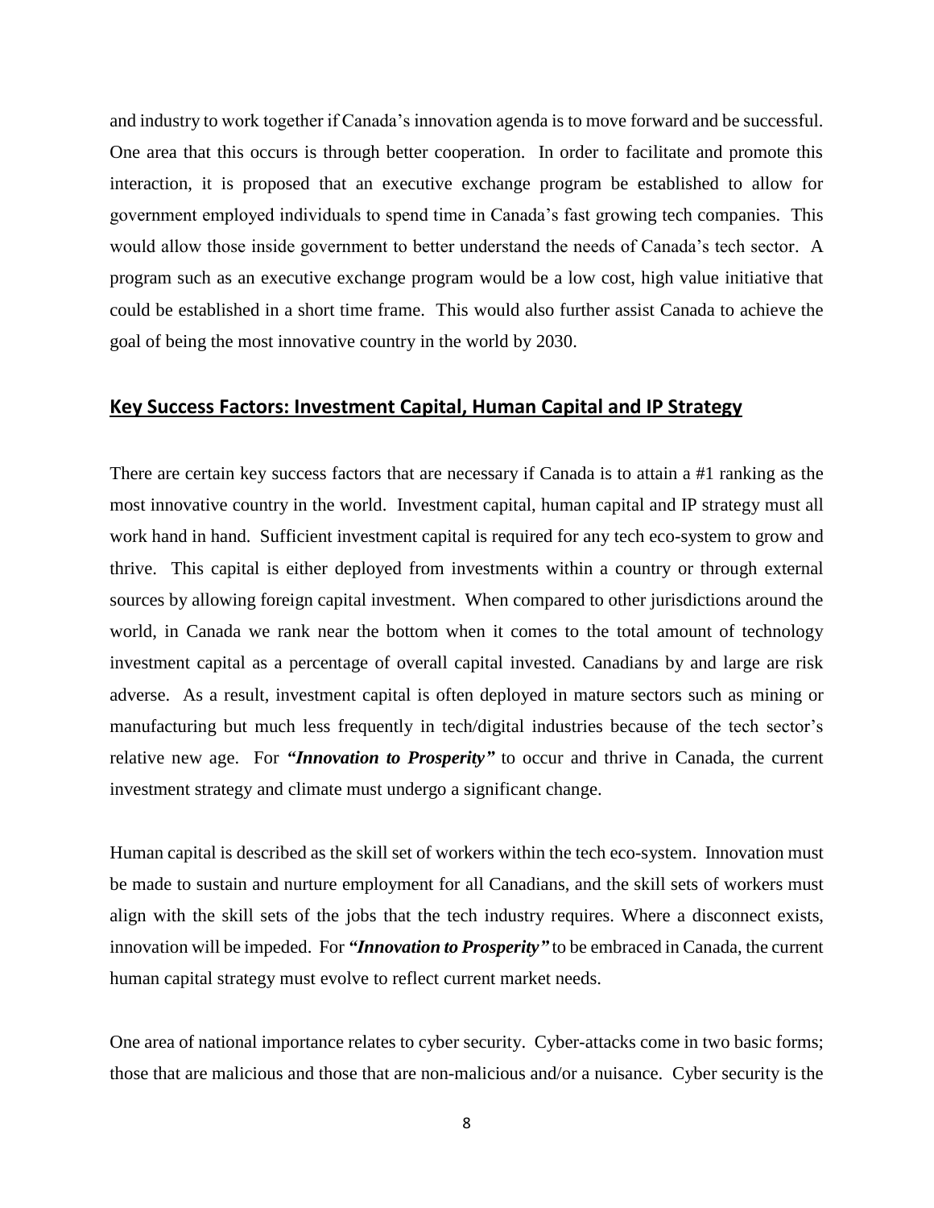and industry to work together if Canada's innovation agenda is to move forward and be successful. One area that this occurs is through better cooperation. In order to facilitate and promote this interaction, it is proposed that an executive exchange program be established to allow for government employed individuals to spend time in Canada's fast growing tech companies. This would allow those inside government to better understand the needs of Canada's tech sector. A program such as an executive exchange program would be a low cost, high value initiative that could be established in a short time frame. This would also further assist Canada to achieve the goal of being the most innovative country in the world by 2030.

## Key Success Factors: Investment Capital, Human Capital and IP Strategy

There are certain key success factors that are necessary if Canada is to attain a #1 ranking as the most innovative country in the world. Investment capital, human capital and IP strategy must all work hand in hand. Sufficient investment capital is required for any tech eco-system to grow and thrive. This capital is either deployed from investments within a country or through external sources by allowing foreign capital investment. When compared to other jurisdictions around the world, in Canada we rank near the bottom when it comes to the total amount of technology investment capital as a percentage of overall capital invested. Canadians by and large are risk adverse. As a result, investment capital is often deployed in mature sectors such as mining or manufacturing but much less frequently in tech/digital industries because of the tech sector's relative new age. For ***"Innovation to Prosperity"*** to occur and thrive in Canada, the current investment strategy and climate must undergo a significant change.

Human capital is described as the skill set of workers within the tech eco-system. Innovation must be made to sustain and nurture employment for all Canadians, and the skill sets of workers must align with the skill sets of the jobs that the tech industry requires. Where a disconnect exists, innovation will be impeded. For ***"Innovation to Prosperity"*** to be embraced in Canada, the current human capital strategy must evolve to reflect current market needs.

One area of national importance relates to cyber security. Cyber-attacks come in two basic forms; those that are malicious and those that are non-malicious and/or a nuisance. Cyber security is the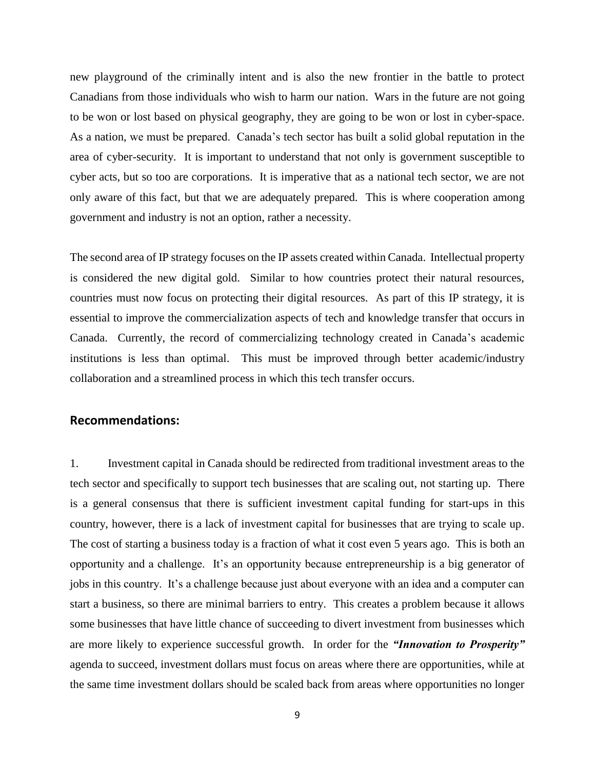new playground of the criminally intent and is also the new frontier in the battle to protect Canadians from those individuals who wish to harm our nation. Wars in the future are not going to be won or lost based on physical geography, they are going to be won or lost in cyber-space. As a nation, we must be prepared. Canada's tech sector has built a solid global reputation in the area of cyber-security. It is important to understand that not only is government susceptible to cyber acts, but so too are corporations. It is imperative that as a national tech sector, we are not only aware of this fact, but that we are adequately prepared. This is where cooperation among government and industry is not an option, rather a necessity.

The second area of IP strategy focuses on the IP assets created within Canada. Intellectual property is considered the new digital gold. Similar to how countries protect their natural resources, countries must now focus on protecting their digital resources. As part of this IP strategy, it is essential to improve the commercialization aspects of tech and knowledge transfer that occurs in Canada. Currently, the record of commercializing technology created in Canada's academic institutions is less than optimal. This must be improved through better academic/industry collaboration and a streamlined process in which this tech transfer occurs.

## Recommendations:

1. Investment capital in Canada should be redirected from traditional investment areas to the tech sector and specifically to support tech businesses that are scaling out, not starting up. There is a general consensus that there is sufficient investment capital funding for start-ups in this country, however, there is a lack of investment capital for businesses that are trying to scale up. The cost of starting a business today is a fraction of what it cost even 5 years ago. This is both an opportunity and a challenge. It's an opportunity because entrepreneurship is a big generator of jobs in this country. It's a challenge because just about everyone with an idea and a computer can start a business, so there are minimal barriers to entry. This creates a problem because it allows some businesses that have little chance of succeeding to divert investment from businesses which are more likely to experience successful growth. In order for the ***"Innovation to Prosperity"*** agenda to succeed, investment dollars must focus on areas where there are opportunities, while at the same time investment dollars should be scaled back from areas where opportunities no longer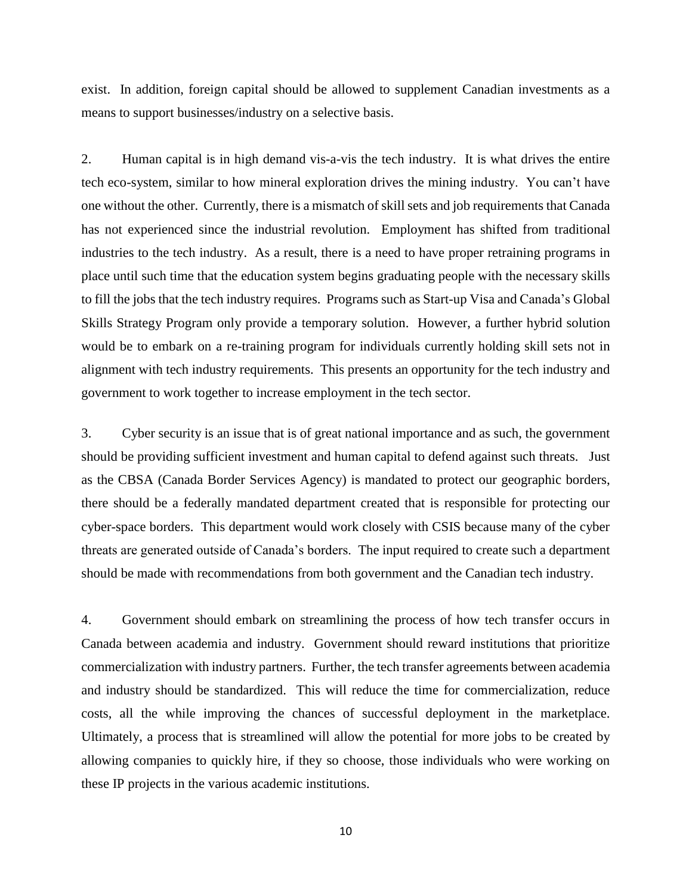exist. In addition, foreign capital should be allowed to supplement Canadian investments as a means to support businesses/industry on a selective basis.

2. Human capital is in high demand vis-a-vis the tech industry. It is what drives the entire tech eco-system, similar to how mineral exploration drives the mining industry. You can't have one without the other. Currently, there is a mismatch of skill sets and job requirements that Canada has not experienced since the industrial revolution. Employment has shifted from traditional industries to the tech industry. As a result, there is a need to have proper retraining programs in place until such time that the education system begins graduating people with the necessary skills to fill the jobs that the tech industry requires. Programs such as Start-up Visa and Canada's Global Skills Strategy Program only provide a temporary solution. However, a further hybrid solution would be to embark on a re-training program for individuals currently holding skill sets not in alignment with tech industry requirements. This presents an opportunity for the tech industry and government to work together to increase employment in the tech sector.

3. Cyber security is an issue that is of great national importance and as such, the government should be providing sufficient investment and human capital to defend against such threats. Just as the CBSA (Canada Border Services Agency) is mandated to protect our geographic borders, there should be a federally mandated department created that is responsible for protecting our cyber-space borders. This department would work closely with CSIS because many of the cyber threats are generated outside of Canada's borders. The input required to create such a department should be made with recommendations from both government and the Canadian tech industry.

4. Government should embark on streamlining the process of how tech transfer occurs in Canada between academia and industry. Government should reward institutions that prioritize commercialization with industry partners. Further, the tech transfer agreements between academia and industry should be standardized. This will reduce the time for commercialization, reduce costs, all the while improving the chances of successful deployment in the marketplace. Ultimately, a process that is streamlined will allow the potential for more jobs to be created by allowing companies to quickly hire, if they so choose, those individuals who were working on these IP projects in the various academic institutions.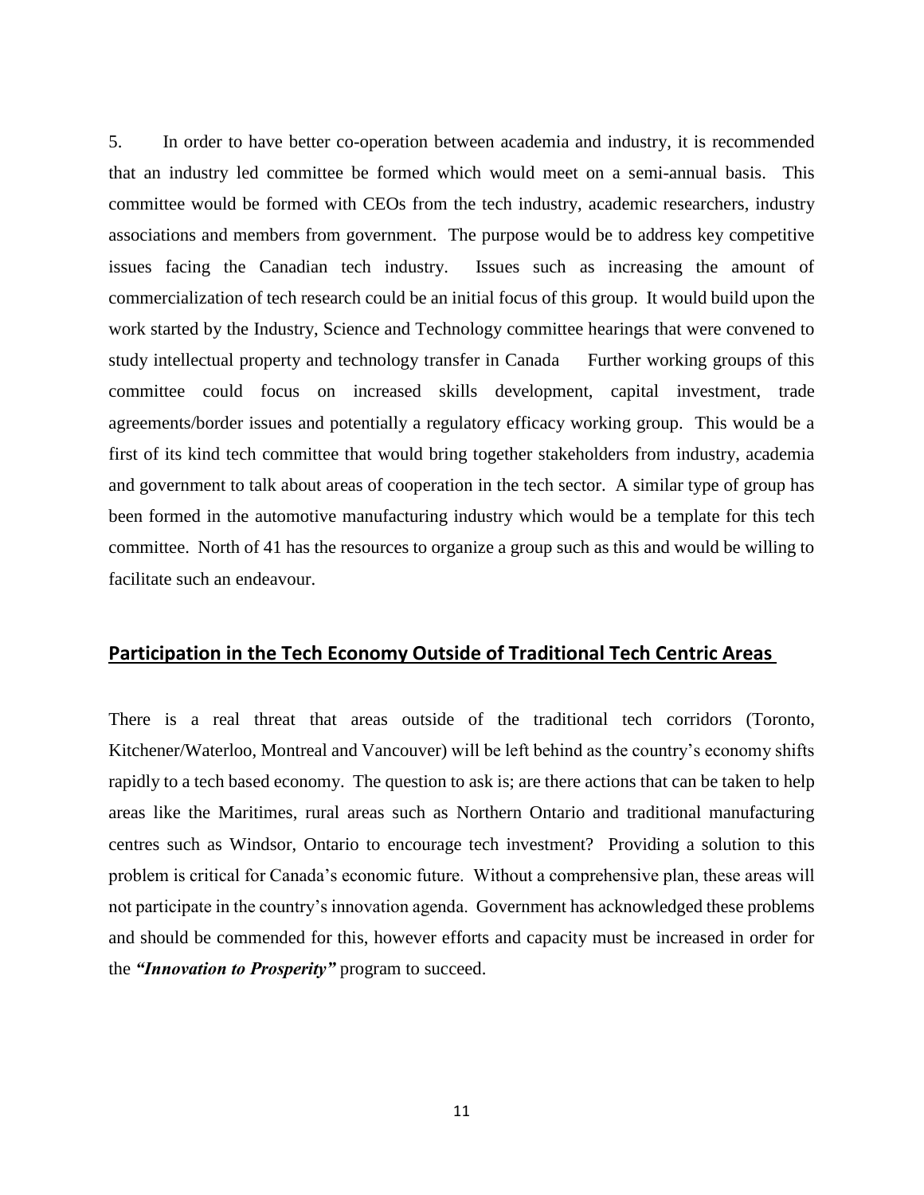5. In order to have better co-operation between academia and industry, it is recommended that an industry led committee be formed which would meet on a semi-annual basis. This committee would be formed with CEOs from the tech industry, academic researchers, industry associations and members from government. The purpose would be to address key competitive issues facing the Canadian tech industry. Issues such as increasing the amount of commercialization of tech research could be an initial focus of this group. It would build upon the work started by the Industry, Science and Technology committee hearings that were convened to study intellectual property and technology transfer in Canada Further working groups of this committee could focus on increased skills development, capital investment, trade agreements/border issues and potentially a regulatory efficacy working group. This would be a first of its kind tech committee that would bring together stakeholders from industry, academia and government to talk about areas of cooperation in the tech sector. A similar type of group has been formed in the automotive manufacturing industry which would be a template for this tech committee. North of 41 has the resources to organize a group such as this and would be willing to facilitate such an endeavour.

## Participation in the Tech Economy Outside of Traditional Tech Centric Areas

There is a real threat that areas outside of the traditional tech corridors (Toronto, Kitchener/Waterloo, Montreal and Vancouver) will be left behind as the country's economy shifts rapidly to a tech based economy. The question to ask is; are there actions that can be taken to help areas like the Maritimes, rural areas such as Northern Ontario and traditional manufacturing centres such as Windsor, Ontario to encourage tech investment? Providing a solution to this problem is critical for Canada's economic future. Without a comprehensive plan, these areas will not participate in the country's innovation agenda. Government has acknowledged these problems and should be commended for this, however efforts and capacity must be increased in order for the ***"Innovation to Prosperity"*** program to succeed.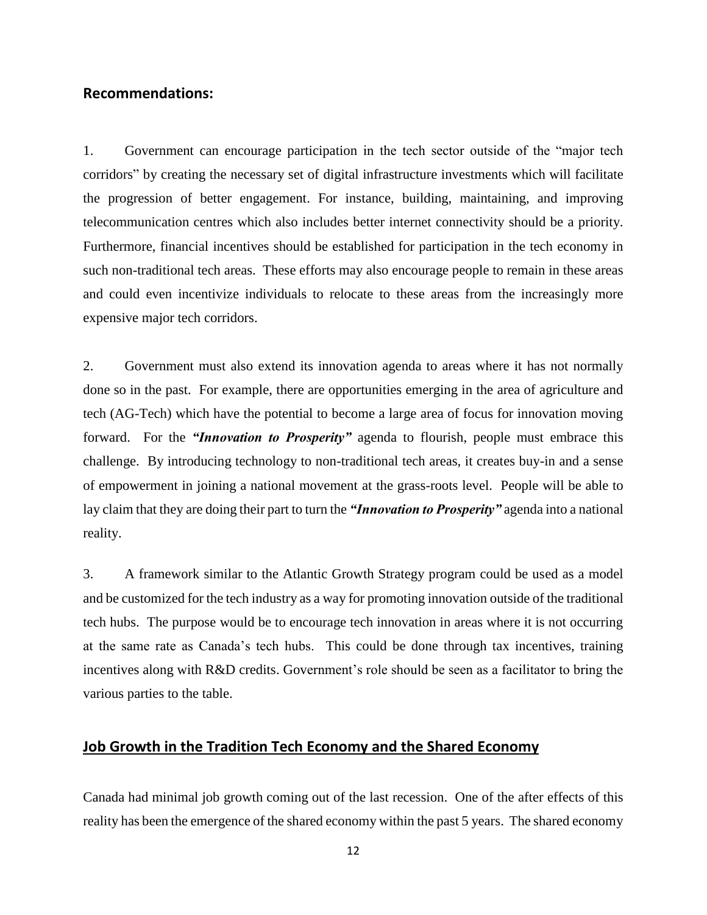## Recommendations:

1. Government can encourage participation in the tech sector outside of the "major tech corridors" by creating the necessary set of digital infrastructure investments which will facilitate the progression of better engagement. For instance, building, maintaining, and improving telecommunication centres which also includes better internet connectivity should be a priority. Furthermore, financial incentives should be established for participation in the tech economy in such non-traditional tech areas. These efforts may also encourage people to remain in these areas and could even incentivize individuals to relocate to these areas from the increasingly more expensive major tech corridors.

2. Government must also extend its innovation agenda to areas where it has not normally done so in the past. For example, there are opportunities emerging in the area of agriculture and tech (AG-Tech) which have the potential to become a large area of focus for innovation moving forward. For the ***"Innovation to Prosperity"*** agenda to flourish, people must embrace this challenge. By introducing technology to non-traditional tech areas, it creates buy-in and a sense of empowerment in joining a national movement at the grass-roots level. People will be able to lay claim that they are doing their part to turn the ***"Innovation to Prosperity"*** agenda into a national reality.

3. A framework similar to the Atlantic Growth Strategy program could be used as a model and be customized for the tech industry as a way for promoting innovation outside of the traditional tech hubs. The purpose would be to encourage tech innovation in areas where it is not occurring at the same rate as Canada's tech hubs. This could be done through tax incentives, training incentives along with R&D credits. Government's role should be seen as a facilitator to bring the various parties to the table.

## Job Growth in the Tradition Tech Economy and the Shared Economy

Canada had minimal job growth coming out of the last recession. One of the after effects of this reality has been the emergence of the shared economy within the past 5 years. The shared economy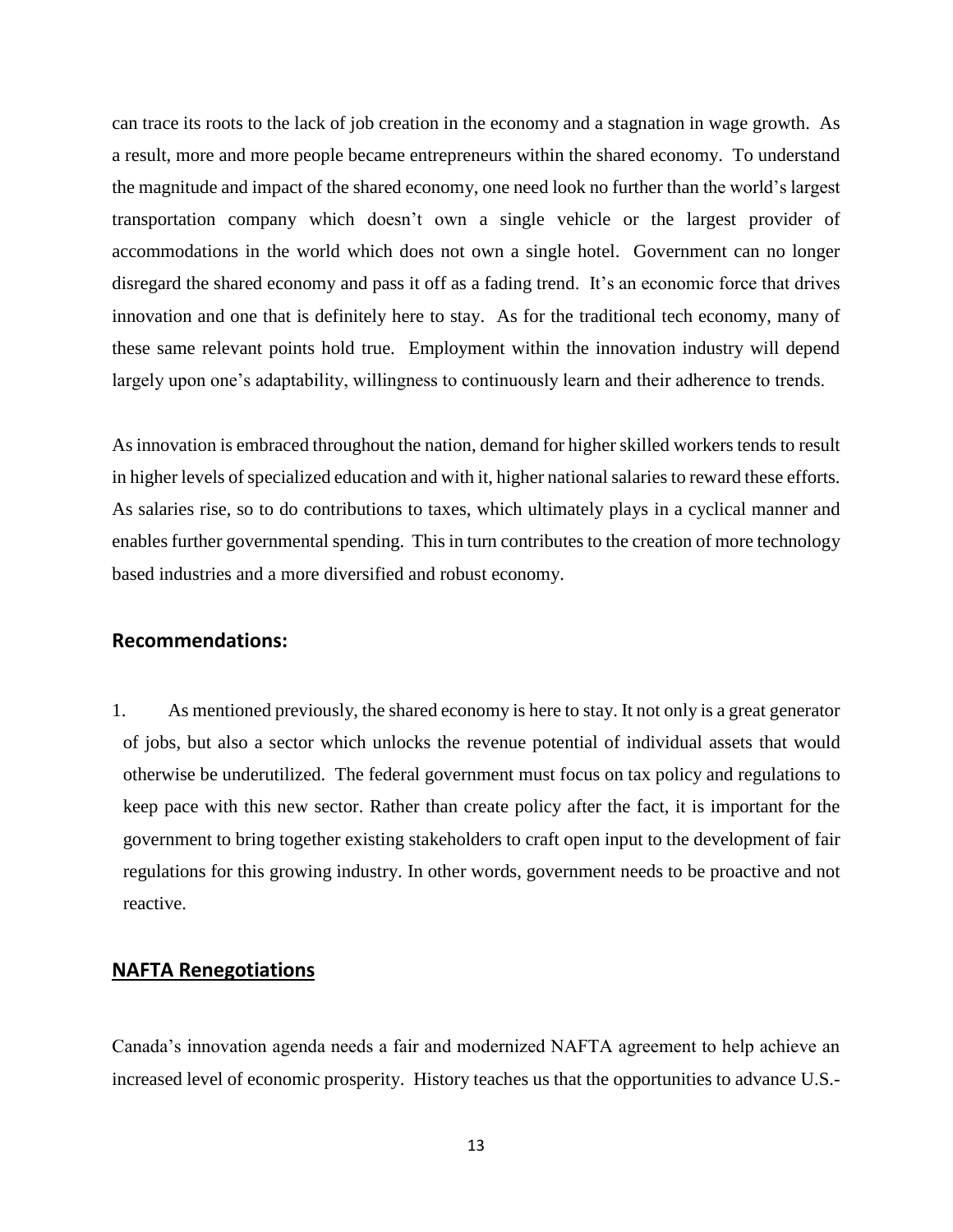can trace its roots to the lack of job creation in the economy and a stagnation in wage growth. As a result, more and more people became entrepreneurs within the shared economy. To understand the magnitude and impact of the shared economy, one need look no further than the world's largest transportation company which doesn't own a single vehicle or the largest provider of accommodations in the world which does not own a single hotel. Government can no longer disregard the shared economy and pass it off as a fading trend. It's an economic force that drives innovation and one that is definitely here to stay. As for the traditional tech economy, many of these same relevant points hold true. Employment within the innovation industry will depend largely upon one's adaptability, willingness to continuously learn and their adherence to trends.

As innovation is embraced throughout the nation, demand for higher skilled workers tends to result in higher levels of specialized education and with it, higher national salaries to reward these efforts. As salaries rise, so to do contributions to taxes, which ultimately plays in a cyclical manner and enables further governmental spending. This in turn contributes to the creation of more technology based industries and a more diversified and robust economy.

### Recommendations:

1. As mentioned previously, the shared economy is here to stay. It not only is a great generator of jobs, but also a sector which unlocks the revenue potential of individual assets that would otherwise be underutilized. The federal government must focus on tax policy and regulations to keep pace with this new sector. Rather than create policy after the fact, it is important for the government to bring together existing stakeholders to craft open input to the development of fair regulations for this growing industry. In other words, government needs to be proactive and not reactive.

## NAFTA Renegotiations

Canada's innovation agenda needs a fair and modernized NAFTA agreement to help achieve an increased level of economic prosperity. History teaches us that the opportunities to advance U.S.-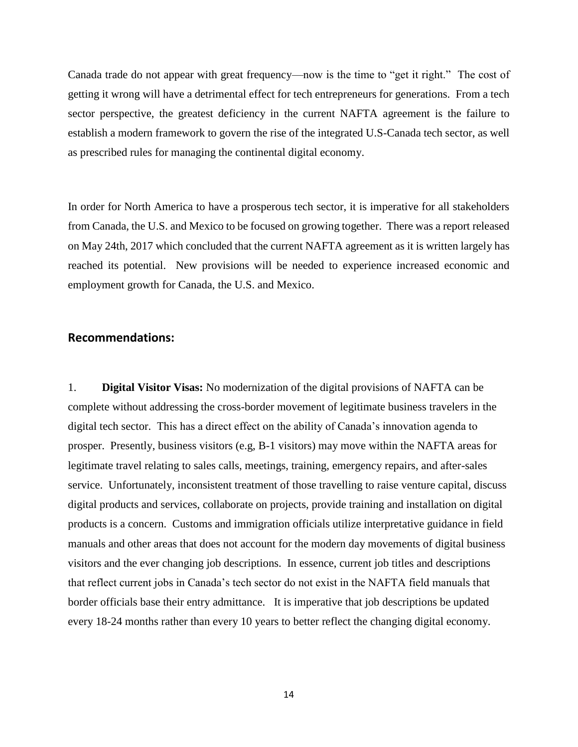Canada trade do not appear with great frequency—now is the time to "get it right." The cost of getting it wrong will have a detrimental effect for tech entrepreneurs for generations. From a tech sector perspective, the greatest deficiency in the current NAFTA agreement is the failure to establish a modern framework to govern the rise of the integrated U.S-Canada tech sector, as well as prescribed rules for managing the continental digital economy.

In order for North America to have a prosperous tech sector, it is imperative for all stakeholders from Canada, the U.S. and Mexico to be focused on growing together. There was a report released on May 24th, 2017 which concluded that the current NAFTA agreement as it is written largely has reached its potential. New provisions will be needed to experience increased economic and employment growth for Canada, the U.S. and Mexico.

## Recommendations:

1. **Digital Visitor Visas:** No modernization of the digital provisions of NAFTA can be complete without addressing the cross-border movement of legitimate business travelers in the digital tech sector. This has a direct effect on the ability of Canada's innovation agenda to prosper. Presently, business visitors (e.g, B-1 visitors) may move within the NAFTA areas for legitimate travel relating to sales calls, meetings, training, emergency repairs, and after-sales service. Unfortunately, inconsistent treatment of those travelling to raise venture capital, discuss digital products and services, collaborate on projects, provide training and installation on digital products is a concern. Customs and immigration officials utilize interpretative guidance in field manuals and other areas that does not account for the modern day movements of digital business visitors and the ever changing job descriptions. In essence, current job titles and descriptions that reflect current jobs in Canada's tech sector do not exist in the NAFTA field manuals that border officials base their entry admittance. It is imperative that job descriptions be updated every 18-24 months rather than every 10 years to better reflect the changing digital economy.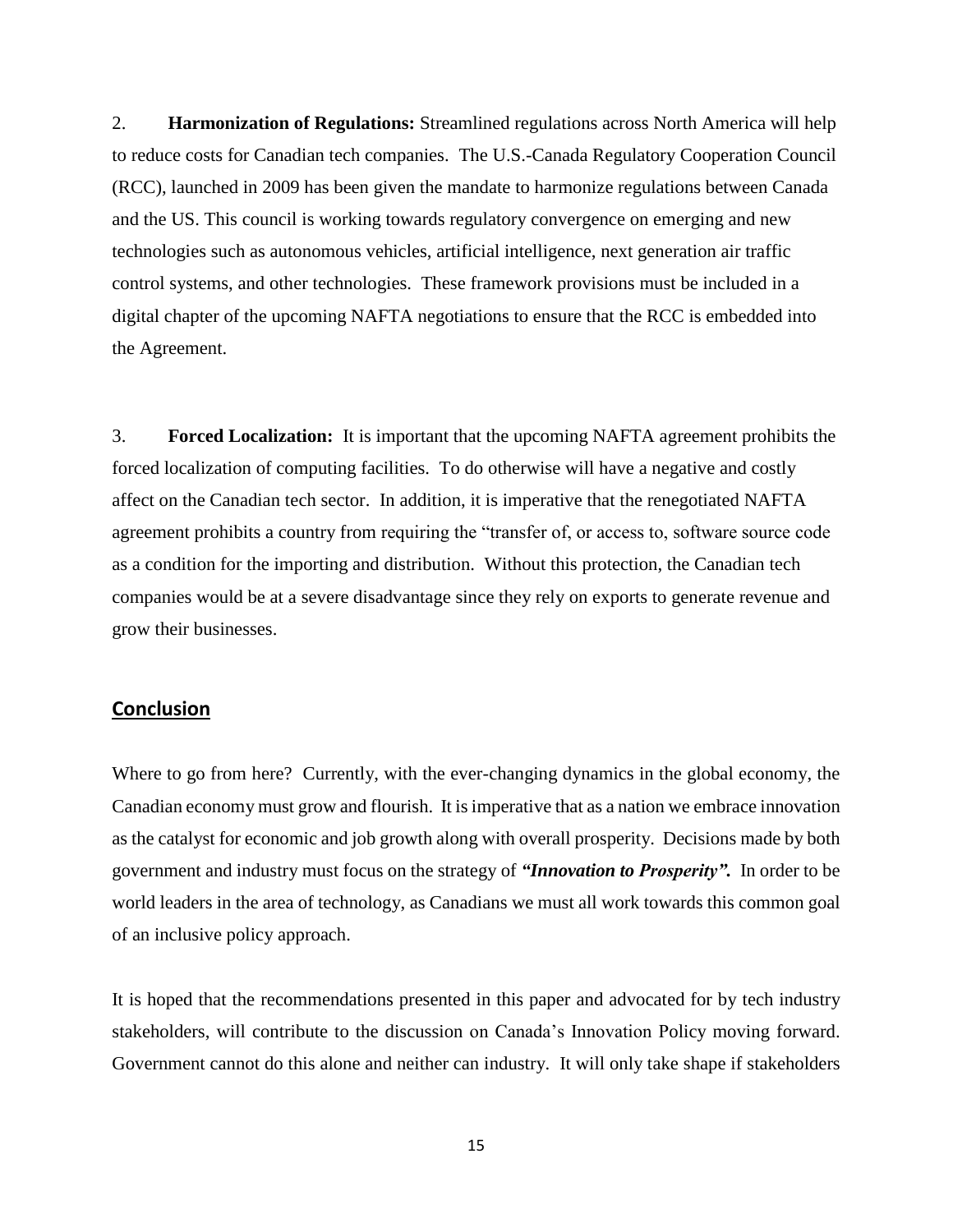2. **Harmonization of Regulations:** Streamlined regulations across North America will help to reduce costs for Canadian tech companies. The U.S.-Canada Regulatory Cooperation Council (RCC), launched in 2009 has been given the mandate to harmonize regulations between Canada and the US. This council is working towards regulatory convergence on emerging and new technologies such as autonomous vehicles, artificial intelligence, next generation air traffic control systems, and other technologies. These framework provisions must be included in a digital chapter of the upcoming NAFTA negotiations to ensure that the RCC is embedded into the Agreement.

3. **Forced Localization:** It is important that the upcoming NAFTA agreement prohibits the forced localization of computing facilities. To do otherwise will have a negative and costly affect on the Canadian tech sector. In addition, it is imperative that the renegotiated NAFTA agreement prohibits a country from requiring the "transfer of, or access to, software source code as a condition for the importing and distribution. Without this protection, the Canadian tech companies would be at a severe disadvantage since they rely on exports to generate revenue and grow their businesses.

## Conclusion

Where to go from here? Currently, with the ever-changing dynamics in the global economy, the Canadian economy must grow and flourish. It is imperative that as a nation we embrace innovation as the catalyst for economic and job growth along with overall prosperity. Decisions made by both government and industry must focus on the strategy of ***"Innovation to Prosperity".*** In order to be world leaders in the area of technology, as Canadians we must all work towards this common goal of an inclusive policy approach.

It is hoped that the recommendations presented in this paper and advocated for by tech industry stakeholders, will contribute to the discussion on Canada's Innovation Policy moving forward. Government cannot do this alone and neither can industry. It will only take shape if stakeholders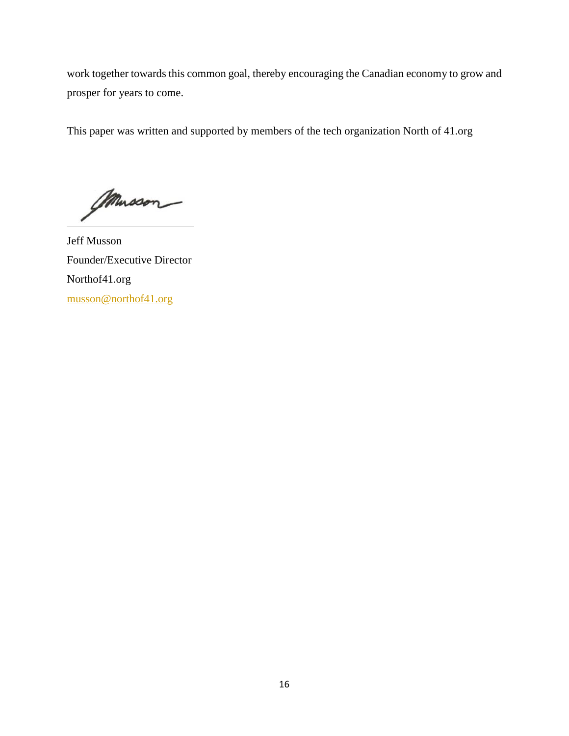work together towards this common goal, thereby encouraging the Canadian economy to grow and prosper for years to come.

This paper was written and supported by members of the tech organization North of 41.org

Jeff Musson
Founder/Executive Director
Northof41.org
musson@northof41.org